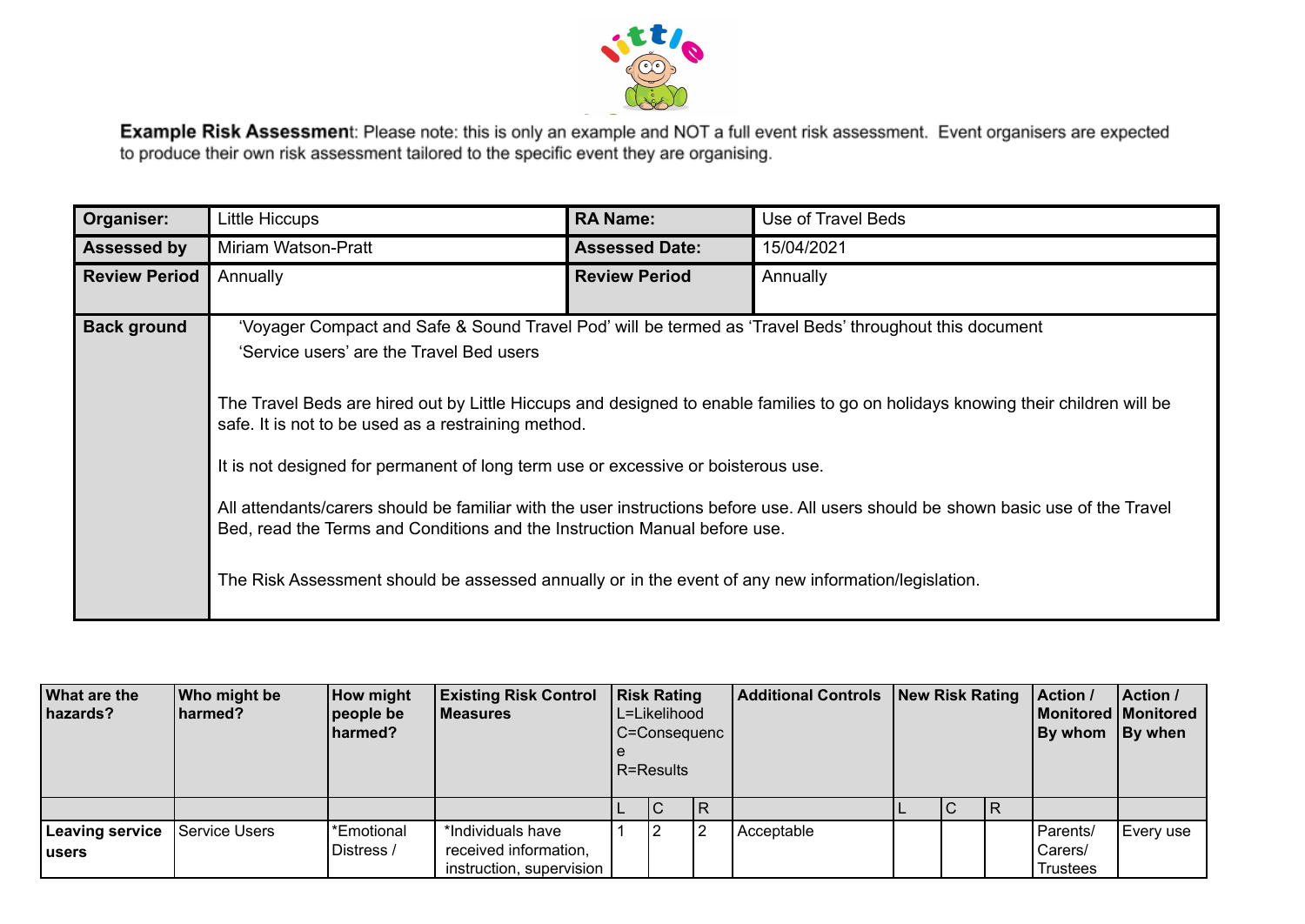**Example Risk Assessment**: Please note: this is only an example and NOT a full event risk assessment. Event organisers are expected to produce their own risk assessment tailored to the specific event they are organising.

| **Organiser:** | Little Hiccups | **RA Name:** | Use of Travel Beds |
|---|---|---|---|
| **Assessed by** | Miriam Watson-Pratt | **Assessed Date:** | 15/04/2021 |
| **Review Period** | Annually | **Review Period** | Annually |
| **Back ground** | 'Voyager Compact and Safe & Sound Travel Pod' will be termed as 'Travel Beds' throughout this document<br>'Service users' are the Travel Bed users<br><br>The Travel Beds are hired out by Little Hiccups and designed to enable families to go on holidays knowing their children will be safe. It is not to be used as a restraining method.<br><br>It is not designed for permanent of long term use or excessive or boisterous use.<br><br>All attendants/carers should be familiar with the user instructions before use. All users should be shown basic use of the Travel Bed, read the Terms and Conditions and the Instruction Manual before use.<br><br>The Risk Assessment should be assessed annually or in the event of any new information/legislation. | | |

| **What are the hazards?** | **Who might be harmed?** | **How might people be harmed?** | **Existing Risk Control Measures** | **Risk Rating** L=Likelihood C=Consequence R=Results | | | **Additional Controls** | **New Risk Rating** | | | **Action / Monitored By whom** | **Action / Monitored By when** |
|---|---|---|---|---|---|---|---|---|---|---|---|---|
| | | | | L | C | R | | L | C | R | | |
| **Leaving service users** | Service Users | *Emotional Distress / | *Individuals have received information, instruction, supervision | 1 | 2 | 2 | Acceptable | | | | Parents/ Carers/ Trustees | Every use |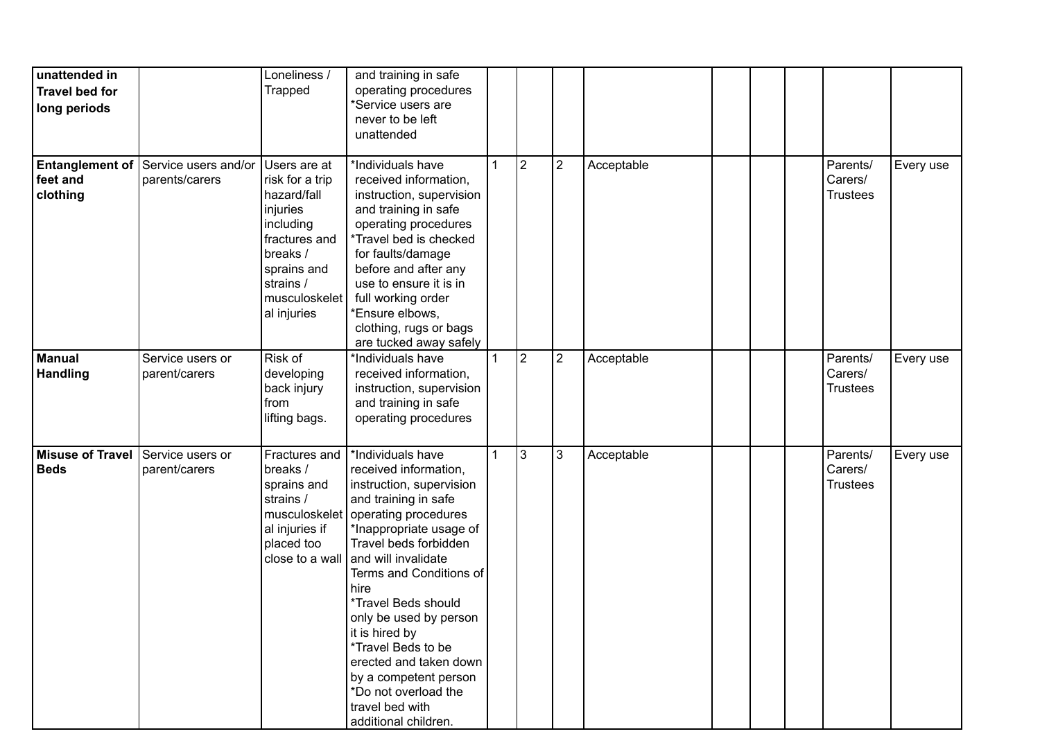| | | | | | | | | | | | | |
|---|---|---|---|---|---|---|---|---|---|---|---|---|
| **unattended in Travel bed for long periods** | | Loneliness / Trapped | and training in safe operating procedures *Service users are never to be left unattended | | | | | | | | | |
| **Entanglement of feet and clothing** | Service users and/or parents/carers | Users are at risk for a trip hazard/fall injuries including fractures and breaks / sprains and strains / musculoskeletal injuries | *Individuals have received information, instruction, supervision and training in safe operating procedures *Travel bed is checked for faults/damage before and after any use to ensure it is in full working order *Ensure elbows, clothing, rugs or bags are tucked away safely | 1 | 2 | 2 | Acceptable | | | | Parents/ Carers/ Trustees | Every use |
| **Manual Handling** | Service users or parent/carers | Risk of developing back injury from lifting bags. | *Individuals have received information, instruction, supervision and training in safe operating procedures | 1 | 2 | 2 | Acceptable | | | | Parents/ Carers/ Trustees | Every use |
| **Misuse of Travel Beds** | Service users or parent/carers | Fractures and breaks / sprains and strains / musculoskeletal injuries if placed too close to a wall | *Individuals have received information, instruction, supervision and training in safe operating procedures *Inappropriate usage of Travel beds forbidden and will invalidate Terms and Conditions of hire *Travel Beds should only be used by person it is hired by *Travel Beds to be erected and taken down by a competent person *Do not overload the travel bed with additional children. | 1 | 3 | 3 | Acceptable | | | | Parents/ Carers/ Trustees | Every use |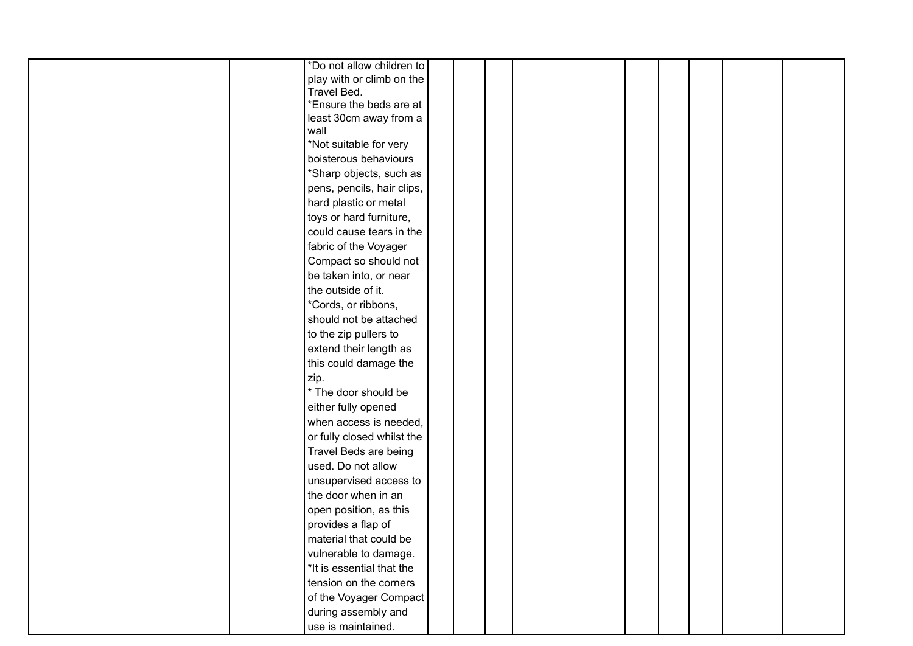| | | | | | | | | | | | | |
|---|---|---|---|---|---|---|---|---|---|---|---|---|
| | | | *Do not allow children to play with or climb on the Travel Bed.<br>*Ensure the beds are at least 30cm away from a wall<br>*Not suitable for very boisterous behaviours<br>*Sharp objects, such as pens, pencils, hair clips, hard plastic or metal toys or hard furniture, could cause tears in the fabric of the Voyager Compact so should not be taken into, or near the outside of it.<br>*Cords, or ribbons, should not be attached to the zip pullers to extend their length as this could damage the zip.<br>* The door should be either fully opened when access is needed, or fully closed whilst the Travel Beds are being used. Do not allow unsupervised access to the door when in an open position, as this provides a flap of material that could be vulnerable to damage.<br>*It is essential that the tension on the corners of the Voyager Compact during assembly and use is maintained. | | | | | | | | | |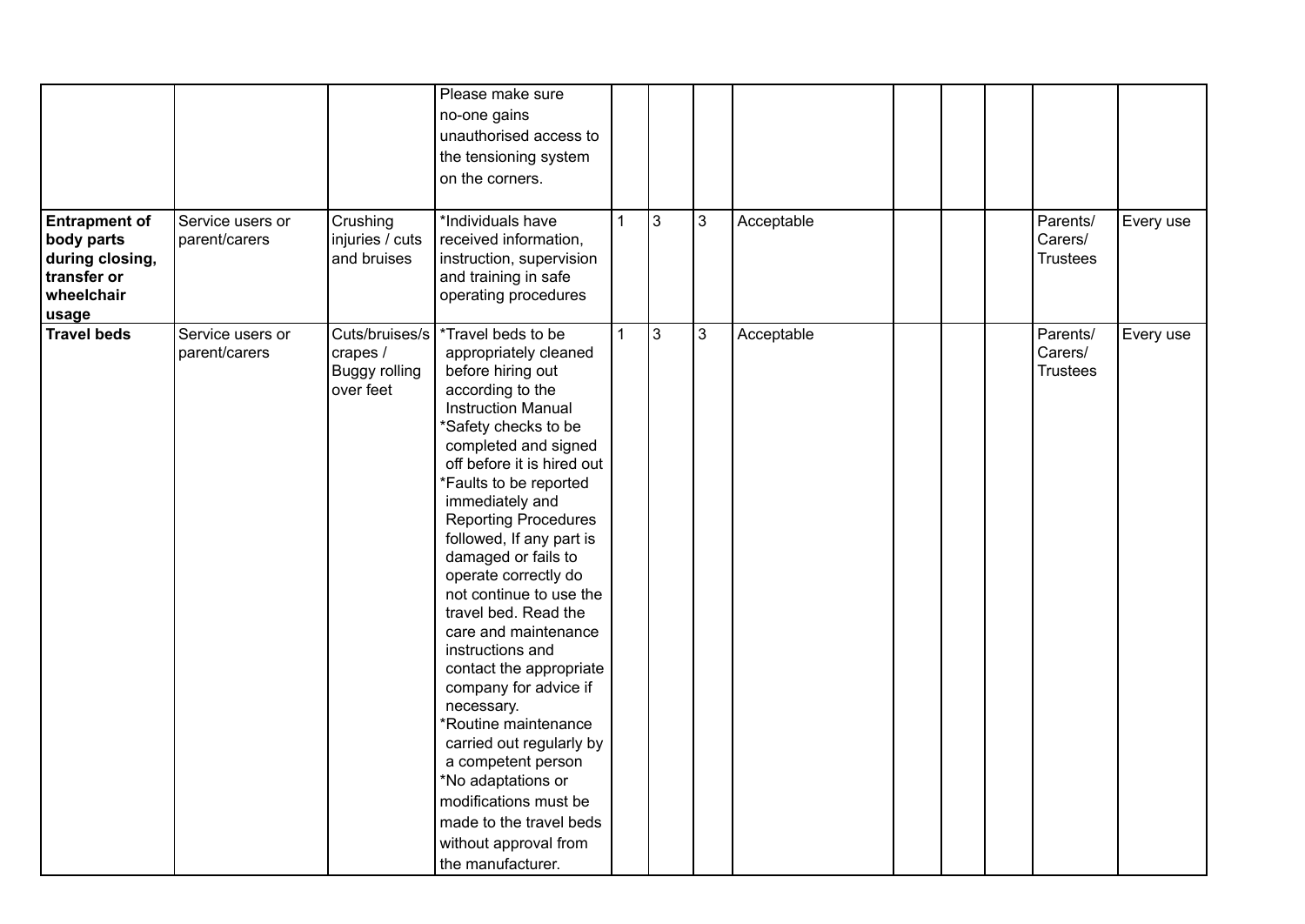| | | | | | | | | | | | | |
|---|---|---|---|---|---|---|---|---|---|---|---|---|
| | | | Please make sure no-one gains unauthorised access to the tensioning system on the corners. | | | | | | | | | |
| **Entrapment of body parts during closing, transfer or wheelchair usage** | Service users or parent/carers | Crushing injuries / cuts and bruises | *Individuals have received information, instruction, supervision and training in safe operating procedures | 1 | 3 | 3 | Acceptable | | | | Parents/ Carers/ Trustees | Every use |
| **Travel beds** | Service users or parent/carers | Cuts/bruises/scrapes / Buggy rolling over feet | *Travel beds to be appropriately cleaned before hiring out according to the Instruction Manual *Safety checks to be completed and signed off before it is hired out *Faults to be reported immediately and Reporting Procedures followed, If any part is damaged or fails to operate correctly do not continue to use the travel bed. Read the care and maintenance instructions and contact the appropriate company for advice if necessary. *Routine maintenance carried out regularly by a competent person *No adaptations or modifications must be made to the travel beds without approval from the manufacturer. | 1 | 3 | 3 | Acceptable | | | | Parents/ Carers/ Trustees | Every use |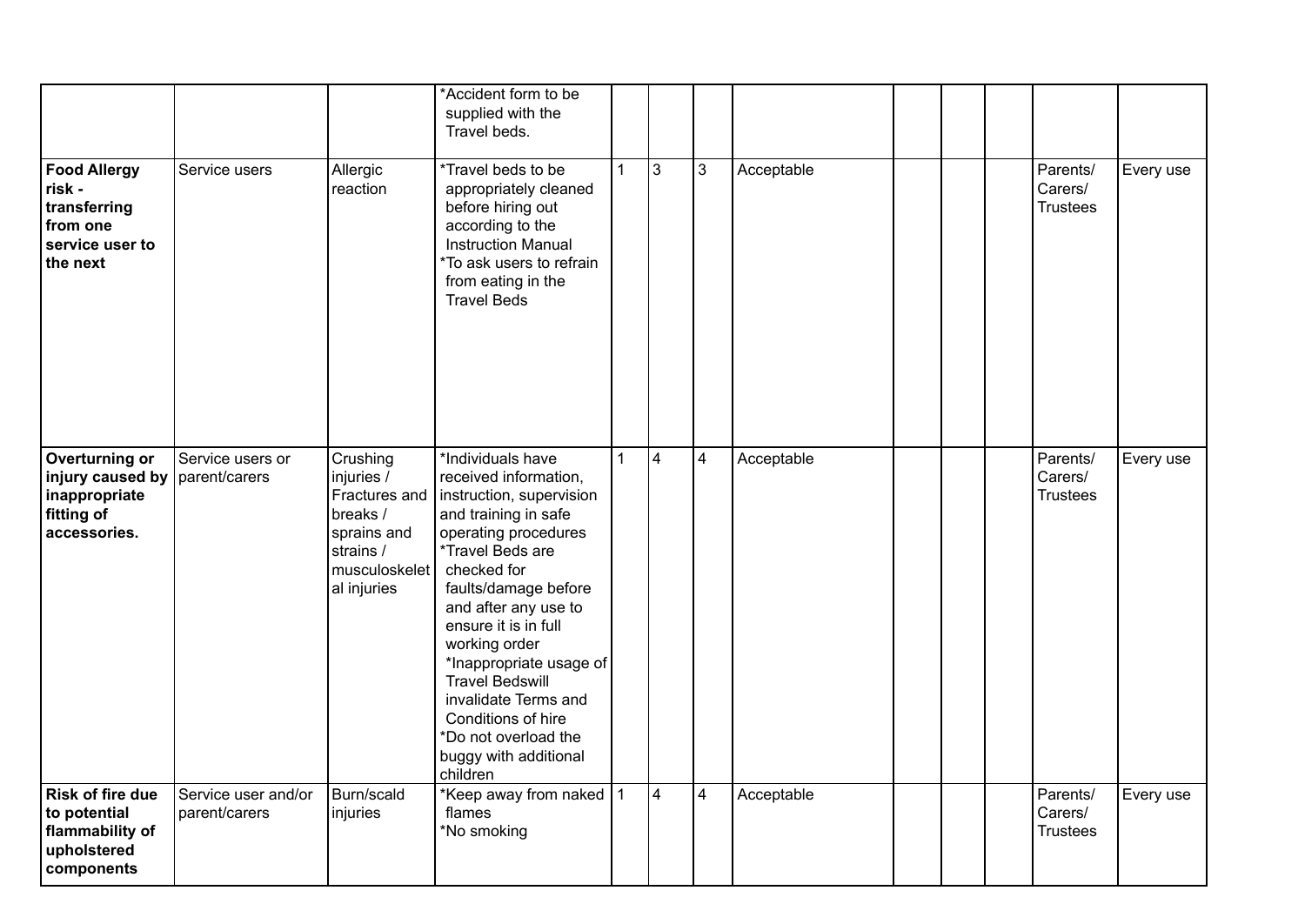| | | | | | | | | | | | | |
|---|---|---|---|---|---|---|---|---|---|---|---|---|
| | | | *Accident form to be supplied with the Travel beds. | | | | | | | | | |
| **Food Allergy risk - transferring from one service user to the next** | Service users | Allergic reaction | *Travel beds to be appropriately cleaned before hiring out according to the Instruction Manual<br>*To ask users to refrain from eating in the Travel Beds | 1 | 3 | 3 | Acceptable | | | | Parents/ Carers/ Trustees | Every use |
| **Overturning or injury caused by inappropriate fitting of accessories.** | Service users or parent/carers | Crushing injuries / Fractures and breaks / sprains and strains / musculoskeletal injuries | *Individuals have received information, instruction, supervision and training in safe operating procedures<br>*Travel Beds are checked for faults/damage before and after any use to ensure it is in full working order<br>*Inappropriate usage of Travel Bedswill invalidate Terms and Conditions of hire<br>*Do not overload the buggy with additional children | 1 | 4 | 4 | Acceptable | | | | Parents/ Carers/ Trustees | Every use |
| **Risk of fire due to potential flammability of upholstered components** | Service user and/or parent/carers | Burn/scald injuries | *Keep away from naked flames<br>*No smoking | 1 | 4 | 4 | Acceptable | | | | Parents/ Carers/ Trustees | Every use |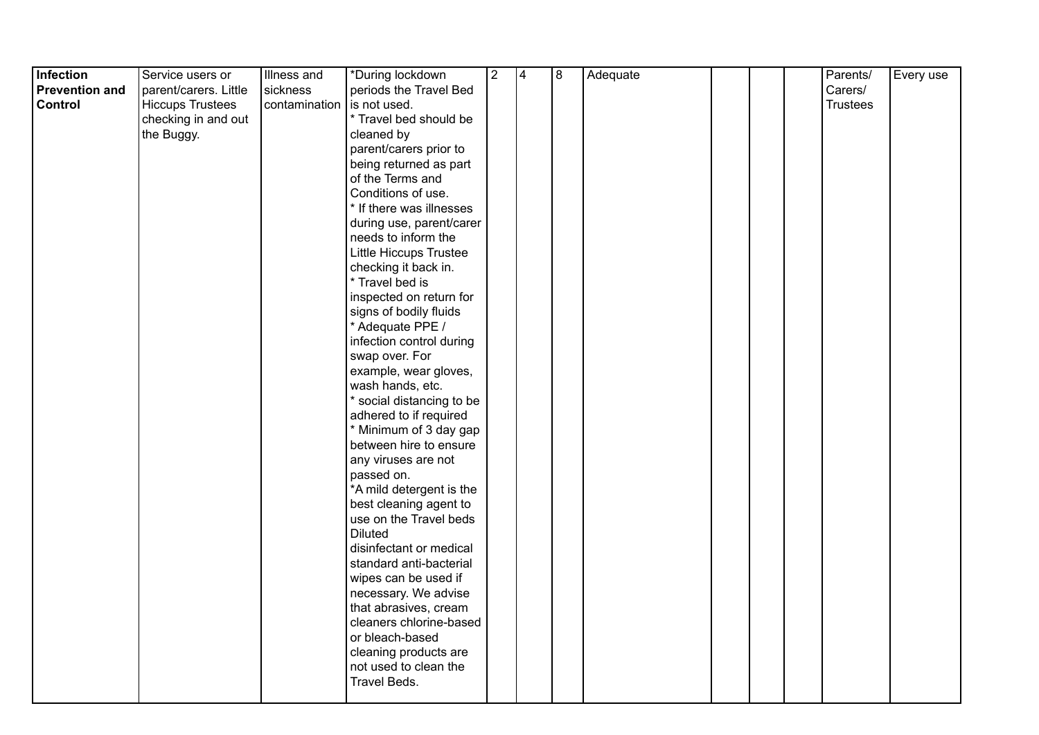| Infection Prevention and Control | Service users or parent/carers. Little Hiccups Trustees checking in and out the Buggy. | Illness and sickness contamination | *During lockdown periods the Travel Bed is not used.<br>* Travel bed should be cleaned by parent/carers prior to being returned as part of the Terms and Conditions of use.<br>* If there was illnesses during use, parent/carer needs to inform the Little Hiccups Trustee checking it back in.<br>* Travel bed is inspected on return for signs of bodily fluids<br>* Adequate PPE / infection control during swap over. For example, wear gloves, wash hands, etc.<br>* social distancing to be adhered to if required<br>* Minimum of 3 day gap between hire to ensure any viruses are not passed on.<br>*A mild detergent is the best cleaning agent to use on the Travel beds Diluted disinfectant or medical standard anti-bacterial wipes can be used if necessary. We advise that abrasives, cream cleaners chlorine-based or bleach-based cleaning products are not used to clean the Travel Beds. | 2 | 4 | 8 | Adequate | | | | Parents/ Carers/ Trustees | Every use |
|---|---|---|---|---|---|---|---|---|---|---|---|---|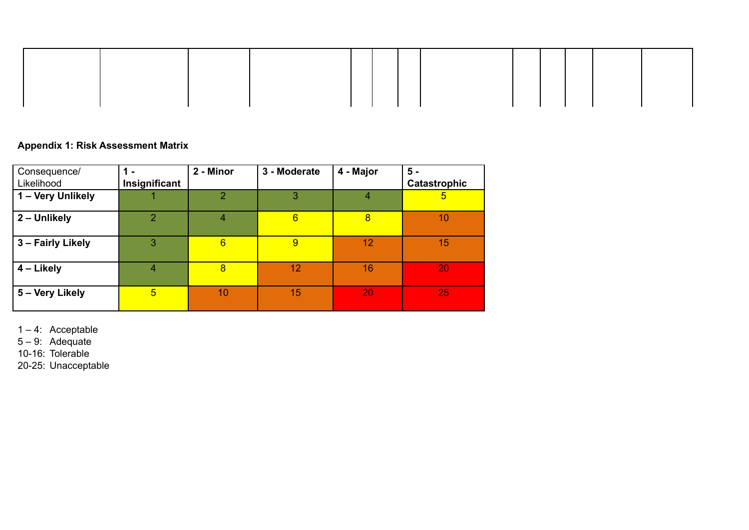**Appendix 1: Risk Assessment Matrix**

| Consequence/ Likelihood | 1 - Insignificant | 2 - Minor | 3 - Moderate | 4 - Major | 5 - Catastrophic |
|---|---|---|---|---|---|
| **1 – Very Unlikely** | 1 | 2 | 3 | 4 | 5 |
| **2 – Unlikely** | 2 | 4 | 6 | 8 | 10 |
| **3 – Fairly Likely** | 3 | 6 | 9 | 12 | 15 |
| **4 – Likely** | 4 | 8 | 12 | 16 | 20 |
| **5 – Very Likely** | 5 | 10 | 15 | 20 | 25 |

1 – 4: Acceptable
5 – 9: Adequate
10-16: Tolerable
20-25: Unacceptable